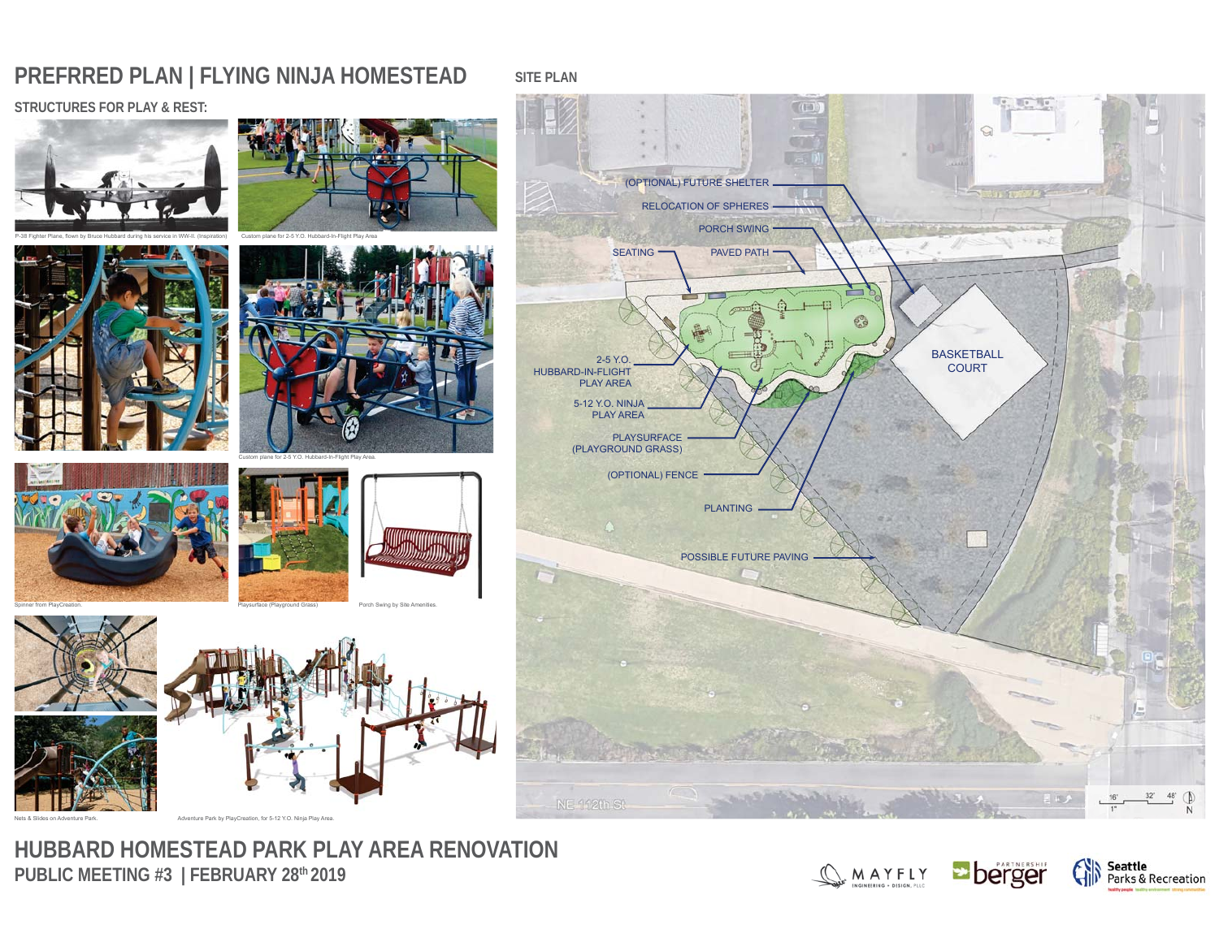# PREFRRED PLAN | FLYING NINJA HOMESTEAD

## STRUCTURES FOR PLAY & REST:

P-38 Fighter Plane, flown by Bruce Hubbard during his service in WW-II. (Inspiration)

Custom plane for 2-5 Y.O. Hubbard-In-Flight Play Area

Custom plane for 2-5 Y.O. Hubbard-In-Flight Play Area.

Spinner from PlayCreation.

Playsurface (Playground Grass)

Porch Swing by Site Amenities.

Nets & Slides on Adventure Park.

Adventure Park by PlayCreation, for 5-12 Y.O. Ninja Play Area.

## SITE PLAN

- (OPTIONAL) FUTURE SHELTER
- RELOCATION OF SPHERES
- PORCH SWING
- SEATING
- PAVED PATH
- 2-5 Y.O. HUBBARD-IN-FLIGHT PLAY AREA
- 5-12 Y.O. NINJA PLAY AREA
- PLAYSURFACE (PLAYGROUND GRASS)
- (OPTIONAL) FENCE
- PLANTING
- POSSIBLE FUTURE PAVING
- BASKETBALL COURT

NE 112th St

16' 32' 48'
1"
N

# HUBBARD HOMESTEAD PARK PLAY AREA RENOVATION

**PUBLIC MEETING #3 | FEBRUARY 28th 2019**

MAYFLY ENGINEERING + DESIGN, PLLC | berger PARTNERSHIP | Seattle Parks & Recreation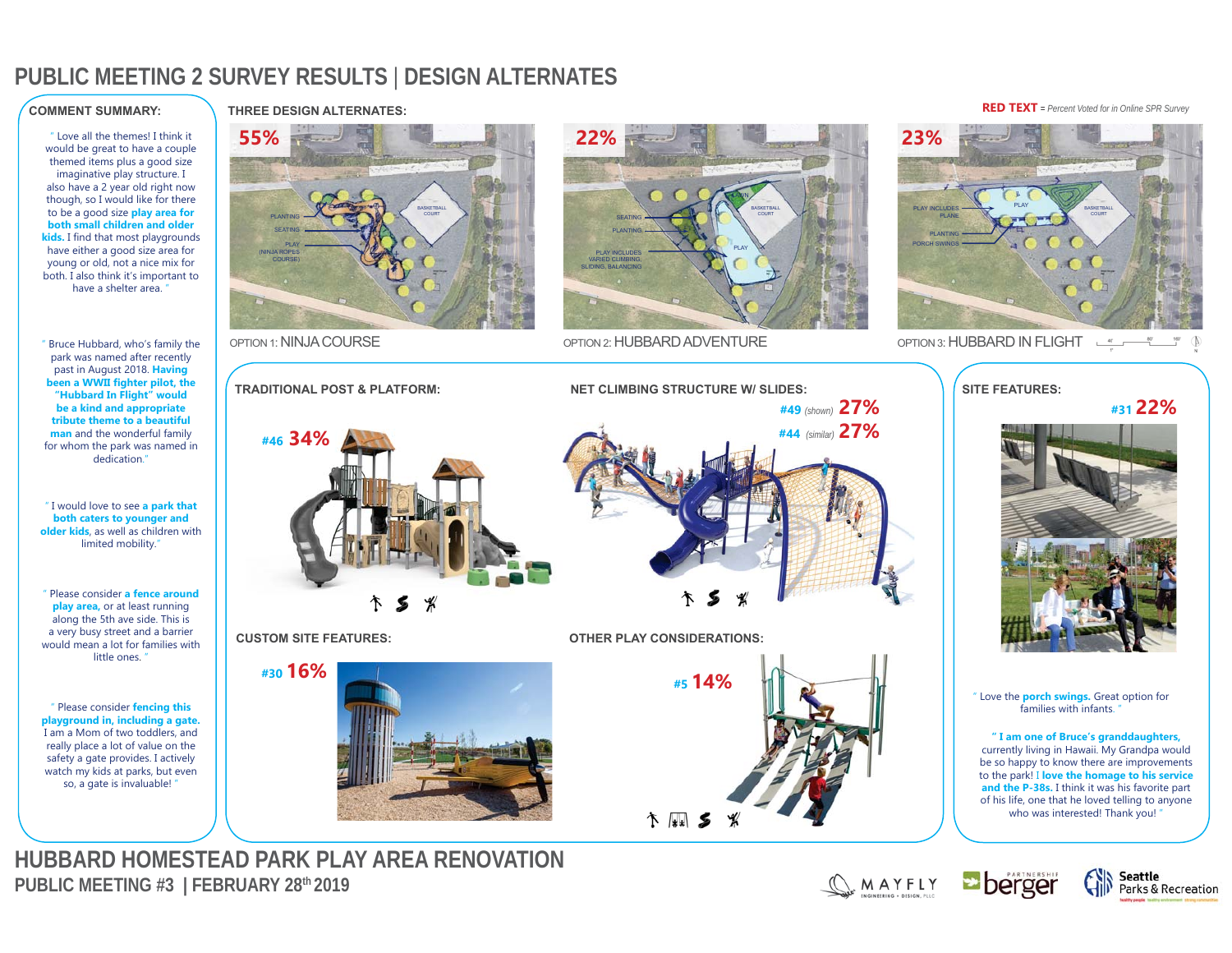# PUBLIC MEETING 2 SURVEY RESULTS | DESIGN ALTERNATES

## COMMENT SUMMARY:

" Love all the themes! I think it would be great to have a couple themed items plus a good size imaginative play structure. I also have a 2 year old right now though, so I would like for there to be a good size **play area for both small children and older kids.** I find that most playgrounds have either a good size area for young or old, not a nice mix for both. I also think it's important to have a shelter area. "

" Bruce Hubbard, who's family the park was named after recently past in August 2018. **Having been a WWII fighter pilot, the "Hubbard In Flight" would be a kind and appropriate tribute theme to a beautiful man** and the wonderful family for whom the park was named in dedication."

" I would love to see **a park that both caters to younger and older kids**, as well as children with limited mobility."

" Please consider **a fence around play area,** or at least running along the 5th ave side. This is a very busy street and a barrier would mean a lot for families with little ones. "

" Please consider **fencing this playground in, including a gate.** I am a Mom of two toddlers, and really place a lot of value on the safety a gate provides. I actively watch my kids at parks, but even so, a gate is invaluable! "

## THREE DESIGN ALTERNATES:

**RED TEXT** = *Percent Voted for in Online SPR Survey*

55%

PLANTING
SEATING
PLAY (NINJA ROPES COURSE)
BASKETBALL COURT

OPTION 1: NINJA COURSE

22%

SEATING
PLANTING
PLAY INCLUDES VARIED CLIMBING, SLIDING, BALANCING
LAWN
PLAY
BASKETBALL COURT

OPTION 2: HUBBARD ADVENTURE

23%

PLAY INCLUDES PLANE
PLANTING
PORCH SWINGS
PLAY
BASKETBALL COURT

OPTION 3: HUBBARD IN FLIGHT

## TRADITIONAL POST & PLATFORM:

#46 34%

## NET CLIMBING STRUCTURE W/ SLIDES:

#49 *(shown)* 27%

#44 *(similar)* 27%

## CUSTOM SITE FEATURES:

#30 16%

## OTHER PLAY CONSIDERATIONS:

#5 14%

## SITE FEATURES:

#31 22%

" Love the **porch swings.** Great option for families with infants. "

" **I am one of Bruce's granddaughters,** currently living in Hawaii. My Grandpa would be so happy to know there are improvements to the park! I **love the homage to his service and the P-38s.** I think it was his favorite part of his life, one that he loved telling to anyone who was interested! Thank you! "

# HUBBARD HOMESTEAD PARK PLAY AREA RENOVATION

**PUBLIC MEETING #3 | FEBRUARY 28th 2019**

MAYFLY ENGINEERING + DESIGN, PLLC
PARTNERSHIP berger
Seattle Parks & Recreation